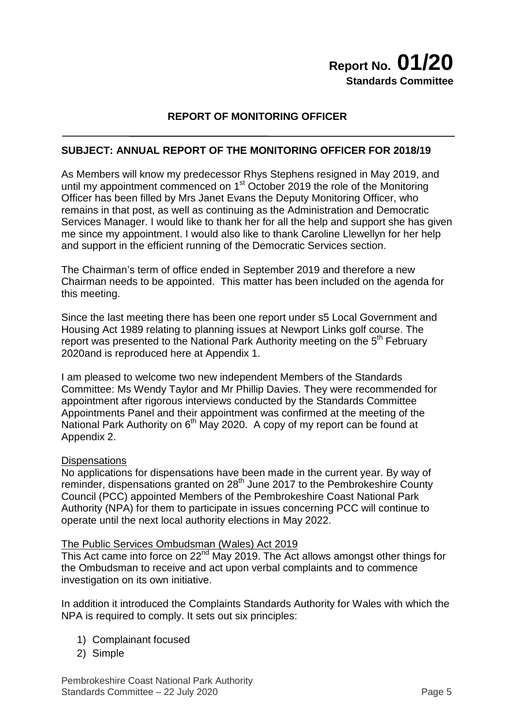**Report No. 01/20**
**Standards Committee**

**REPORT OF MONITORING OFFICER**

---

**SUBJECT: ANNUAL REPORT OF THE MONITORING OFFICER FOR 2018/19**

As Members will know my predecessor Rhys Stephens resigned in May 2019, and until my appointment commenced on 1st October 2019 the role of the Monitoring Officer has been filled by Mrs Janet Evans the Deputy Monitoring Officer, who remains in that post, as well as continuing as the Administration and Democratic Services Manager. I would like to thank her for all the help and support she has given me since my appointment. I would also like to thank Caroline Llewellyn for her help and support in the efficient running of the Democratic Services section.

The Chairman's term of office ended in September 2019 and therefore a new Chairman needs to be appointed. This matter has been included on the agenda for this meeting.

Since the last meeting there has been one report under s5 Local Government and Housing Act 1989 relating to planning issues at Newport Links golf course. The report was presented to the National Park Authority meeting on the 5th February 2020and is reproduced here at Appendix 1.

I am pleased to welcome two new independent Members of the Standards Committee: Ms Wendy Taylor and Mr Phillip Davies. They were recommended for appointment after rigorous interviews conducted by the Standards Committee Appointments Panel and their appointment was confirmed at the meeting of the National Park Authority on 6th May 2020. A copy of my report can be found at Appendix 2.

<u>Dispensations</u>
No applications for dispensations have been made in the current year. By way of reminder, dispensations granted on 28th June 2017 to the Pembrokeshire County Council (PCC) appointed Members of the Pembrokeshire Coast National Park Authority (NPA) for them to participate in issues concerning PCC will continue to operate until the next local authority elections in May 2022.

<u>The Public Services Ombudsman (Wales) Act 2019</u>
This Act came into force on 22nd May 2019. The Act allows amongst other things for the Ombudsman to receive and act upon verbal complaints and to commence investigation on its own initiative.

In addition it introduced the Complaints Standards Authority for Wales with which the NPA is required to comply. It sets out six principles:

1) Complainant focused
2) Simple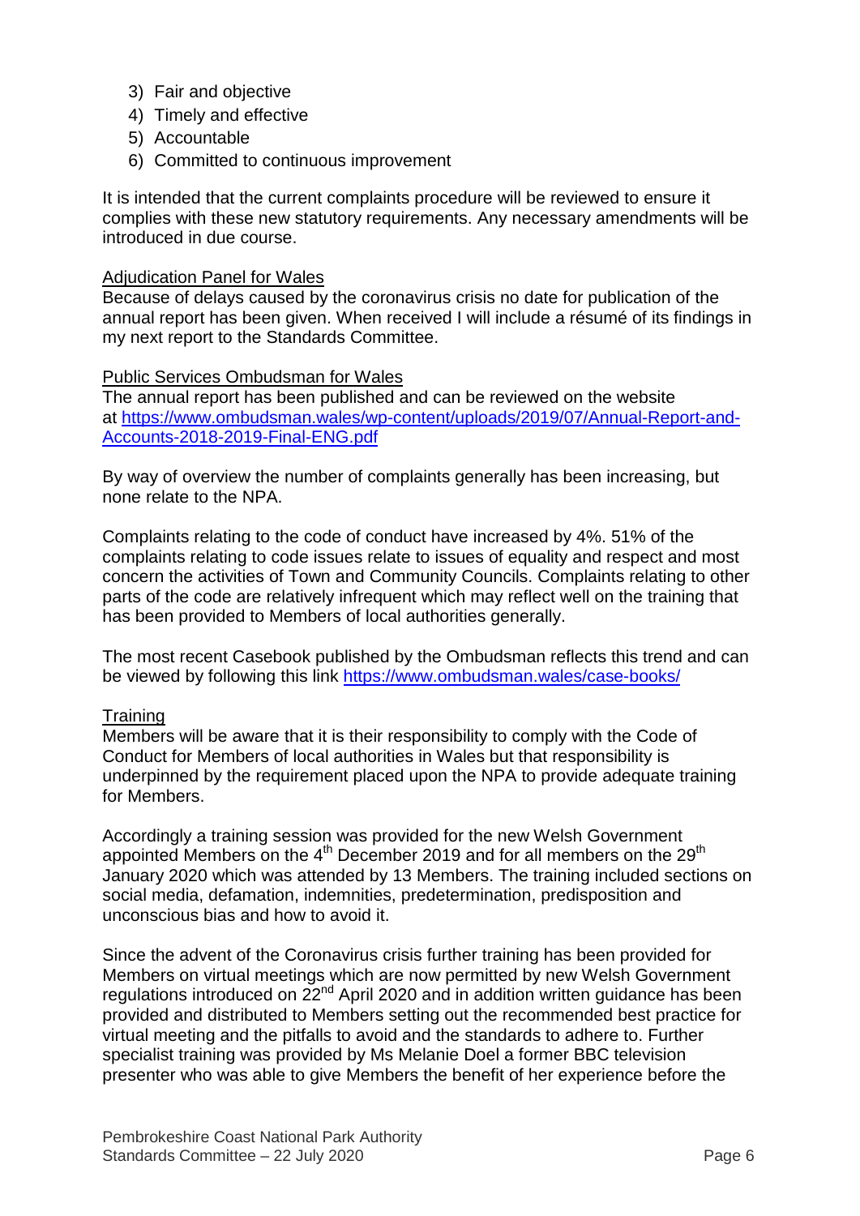3) Fair and objective
4) Timely and effective
5) Accountable
6) Committed to continuous improvement

It is intended that the current complaints procedure will be reviewed to ensure it complies with these new statutory requirements. Any necessary amendments will be introduced in due course.

<u>Adjudication Panel for Wales</u>
Because of delays caused by the coronavirus crisis no date for publication of the annual report has been given. When received I will include a résumé of its findings in my next report to the Standards Committee.

<u>Public Services Ombudsman for Wales</u>
The annual report has been published and can be reviewed on the website at [https://www.ombudsman.wales/wp-content/uploads/2019/07/Annual-Report-and-Accounts-2018-2019-Final-ENG.pdf](https://www.ombudsman.wales/wp-content/uploads/2019/07/Annual-Report-and-Accounts-2018-2019-Final-ENG.pdf)

By way of overview the number of complaints generally has been increasing, but none relate to the NPA.

Complaints relating to the code of conduct have increased by 4%. 51% of the complaints relating to code issues relate to issues of equality and respect and most concern the activities of Town and Community Councils. Complaints relating to other parts of the code are relatively infrequent which may reflect well on the training that has been provided to Members of local authorities generally.

The most recent Casebook published by the Ombudsman reflects this trend and can be viewed by following this link [https://www.ombudsman.wales/case-books/](https://www.ombudsman.wales/case-books/)

<u>Training</u>
Members will be aware that it is their responsibility to comply with the Code of Conduct for Members of local authorities in Wales but that responsibility is underpinned by the requirement placed upon the NPA to provide adequate training for Members.

Accordingly a training session was provided for the new Welsh Government appointed Members on the 4th December 2019 and for all members on the 29th January 2020 which was attended by 13 Members. The training included sections on social media, defamation, indemnities, predetermination, predisposition and unconscious bias and how to avoid it.

Since the advent of the Coronavirus crisis further training has been provided for Members on virtual meetings which are now permitted by new Welsh Government regulations introduced on 22nd April 2020 and in addition written guidance has been provided and distributed to Members setting out the recommended best practice for virtual meeting and the pitfalls to avoid and the standards to adhere to. Further specialist training was provided by Ms Melanie Doel a former BBC television presenter who was able to give Members the benefit of her experience before the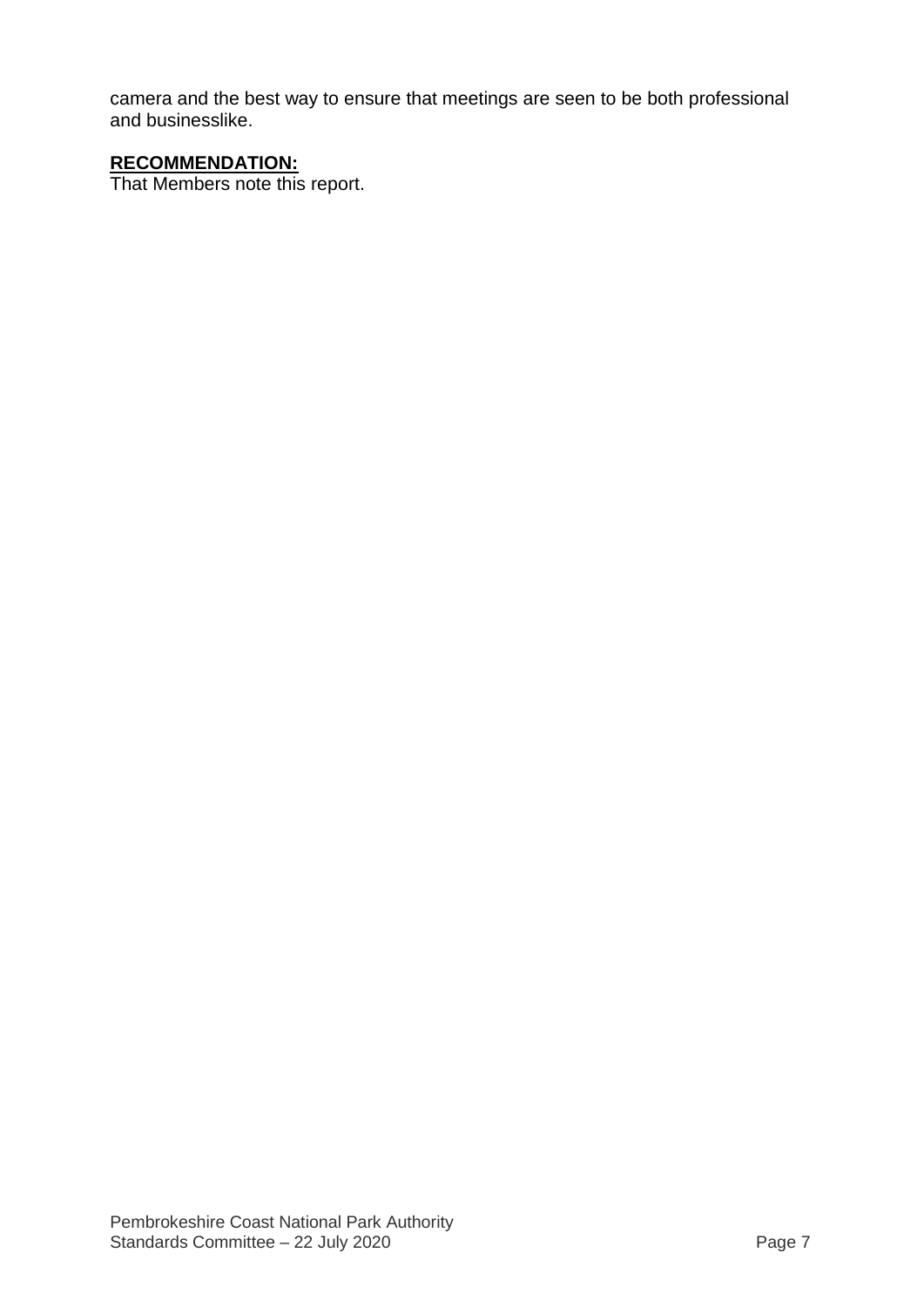camera and the best way to ensure that meetings are seen to be both professional and businesslike.

**RECOMMENDATION:**

That Members note this report.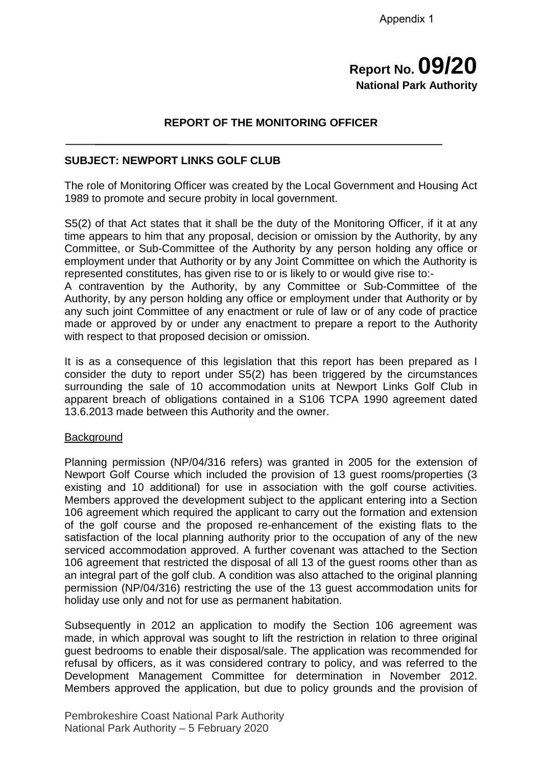Appendix 1

**Report No. 09/20**
**National Park Authority**

**REPORT OF THE MONITORING OFFICER**

---

**SUBJECT: NEWPORT LINKS GOLF CLUB**

The role of Monitoring Officer was created by the Local Government and Housing Act 1989 to promote and secure probity in local government.

S5(2) of that Act states that it shall be the duty of the Monitoring Officer, if it at any time appears to him that any proposal, decision or omission by the Authority, by any Committee, or Sub-Committee of the Authority by any person holding any office or employment under that Authority or by any Joint Committee on which the Authority is represented constitutes, has given rise to or is likely to or would give rise to:-
A contravention by the Authority, by any Committee or Sub-Committee of the Authority, by any person holding any office or employment under that Authority or by any such joint Committee of any enactment or rule of law or of any code of practice made or approved by or under any enactment to prepare a report to the Authority with respect to that proposed decision or omission.

It is as a consequence of this legislation that this report has been prepared as I consider the duty to report under S5(2) has been triggered by the circumstances surrounding the sale of 10 accommodation units at Newport Links Golf Club in apparent breach of obligations contained in a S106 TCPA 1990 agreement dated 13.6.2013 made between this Authority and the owner.

Background

Planning permission (NP/04/316 refers) was granted in 2005 for the extension of Newport Golf Course which included the provision of 13 guest rooms/properties (3 existing and 10 additional) for use in association with the golf course activities. Members approved the development subject to the applicant entering into a Section 106 agreement which required the applicant to carry out the formation and extension of the golf course and the proposed re-enhancement of the existing flats to the satisfaction of the local planning authority prior to the occupation of any of the new serviced accommodation approved. A further covenant was attached to the Section 106 agreement that restricted the disposal of all 13 of the guest rooms other than as an integral part of the golf club. A condition was also attached to the original planning permission (NP/04/316) restricting the use of the 13 guest accommodation units for holiday use only and not for use as permanent habitation.

Subsequently in 2012 an application to modify the Section 106 agreement was made, in which approval was sought to lift the restriction in relation to three original guest bedrooms to enable their disposal/sale. The application was recommended for refusal by officers, as it was considered contrary to policy, and was referred to the Development Management Committee for determination in November 2012. Members approved the application, but due to policy grounds and the provision of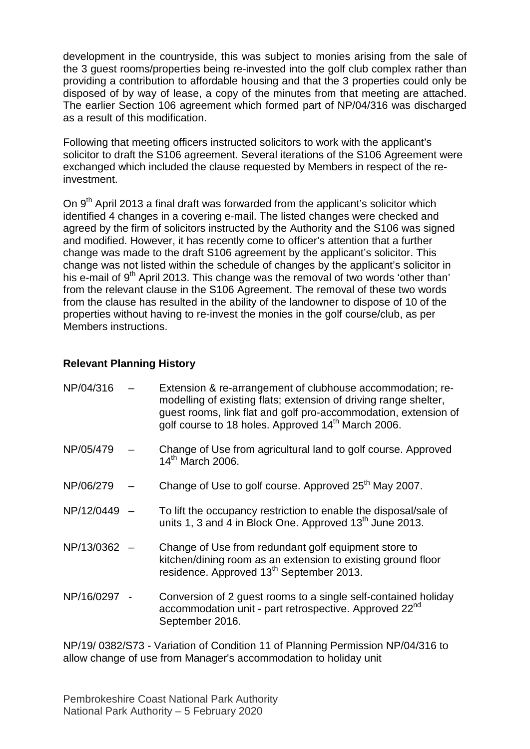development in the countryside, this was subject to monies arising from the sale of the 3 guest rooms/properties being re-invested into the golf club complex rather than providing a contribution to affordable housing and that the 3 properties could only be disposed of by way of lease, a copy of the minutes from that meeting are attached. The earlier Section 106 agreement which formed part of NP/04/316 was discharged as a result of this modification.

Following that meeting officers instructed solicitors to work with the applicant's solicitor to draft the S106 agreement. Several iterations of the S106 Agreement were exchanged which included the clause requested by Members in respect of the re-investment.

On 9th April 2013 a final draft was forwarded from the applicant's solicitor which identified 4 changes in a covering e-mail. The listed changes were checked and agreed by the firm of solicitors instructed by the Authority and the S106 was signed and modified. However, it has recently come to officer's attention that a further change was made to the draft S106 agreement by the applicant's solicitor. This change was not listed within the schedule of changes by the applicant's solicitor in his e-mail of 9th April 2013. This change was the removal of two words 'other than' from the relevant clause in the S106 Agreement. The removal of these two words from the clause has resulted in the ability of the landowner to dispose of 10 of the properties without having to re-invest the monies in the golf course/club, as per Members instructions.

**Relevant Planning History**

NP/04/316 – Extension & re-arrangement of clubhouse accommodation; re-modelling of existing flats; extension of driving range shelter, guest rooms, link flat and golf pro-accommodation, extension of golf course to 18 holes. Approved 14th March 2006.

NP/05/479 – Change of Use from agricultural land to golf course. Approved 14th March 2006.

NP/06/279 – Change of Use to golf course. Approved 25th May 2007.

NP/12/0449 – To lift the occupancy restriction to enable the disposal/sale of units 1, 3 and 4 in Block One. Approved 13th June 2013.

NP/13/0362 – Change of Use from redundant golf equipment store to kitchen/dining room as an extension to existing ground floor residence. Approved 13th September 2013.

NP/16/0297 - Conversion of 2 guest rooms to a single self-contained holiday accommodation unit - part retrospective. Approved 22nd September 2016.

NP/19/ 0382/S73 - Variation of Condition 11 of Planning Permission NP/04/316 to allow change of use from Manager's accommodation to holiday unit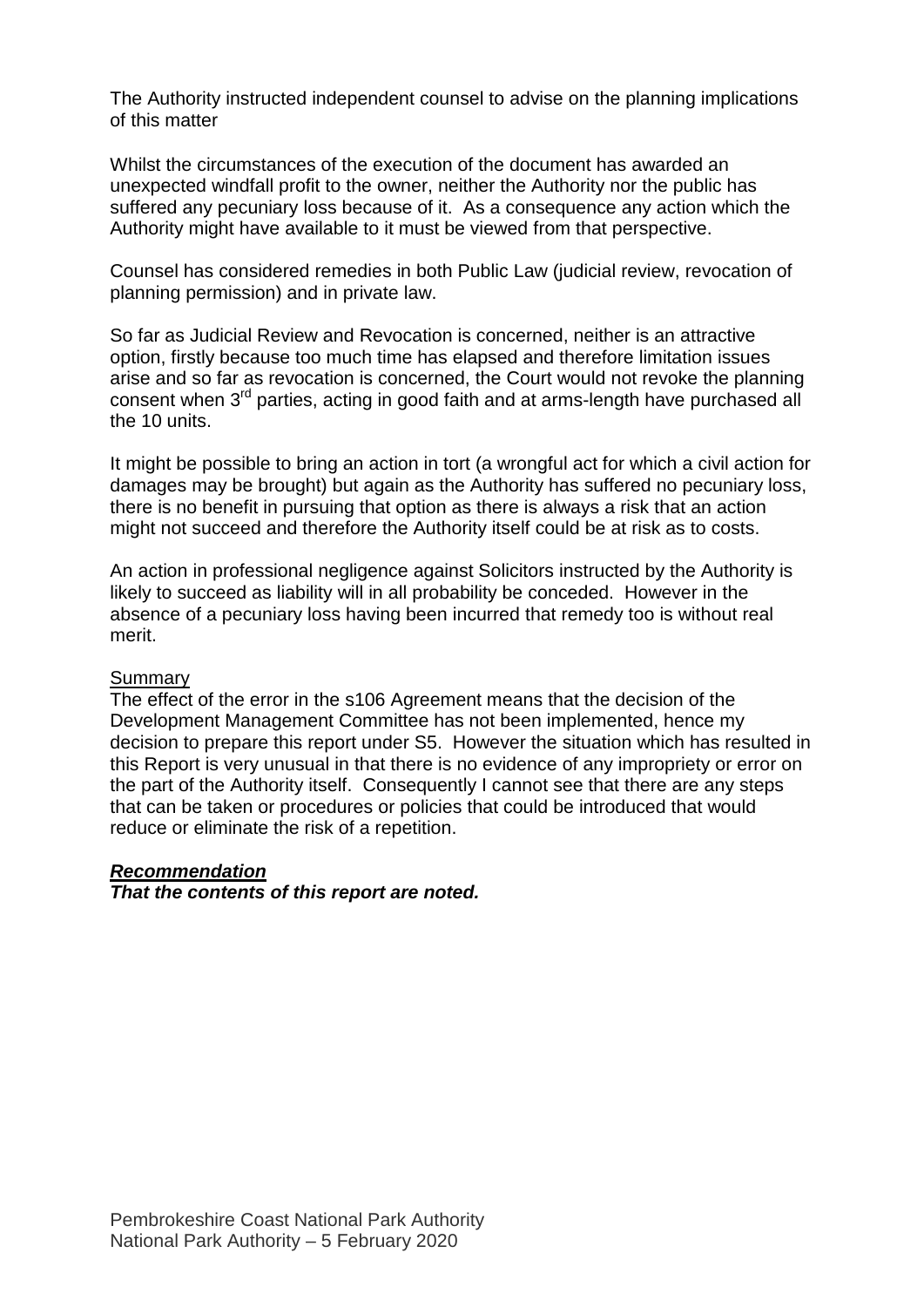The Authority instructed independent counsel to advise on the planning implications of this matter

Whilst the circumstances of the execution of the document has awarded an unexpected windfall profit to the owner, neither the Authority nor the public has suffered any pecuniary loss because of it. As a consequence any action which the Authority might have available to it must be viewed from that perspective.

Counsel has considered remedies in both Public Law (judicial review, revocation of planning permission) and in private law.

So far as Judicial Review and Revocation is concerned, neither is an attractive option, firstly because too much time has elapsed and therefore limitation issues arise and so far as revocation is concerned, the Court would not revoke the planning consent when 3rd parties, acting in good faith and at arms-length have purchased all the 10 units.

It might be possible to bring an action in tort (a wrongful act for which a civil action for damages may be brought) but again as the Authority has suffered no pecuniary loss, there is no benefit in pursuing that option as there is always a risk that an action might not succeed and therefore the Authority itself could be at risk as to costs.

An action in professional negligence against Solicitors instructed by the Authority is likely to succeed as liability will in all probability be conceded. However in the absence of a pecuniary loss having been incurred that remedy too is without real merit.

Summary

The effect of the error in the s106 Agreement means that the decision of the Development Management Committee has not been implemented, hence my decision to prepare this report under S5. However the situation which has resulted in this Report is very unusual in that there is no evidence of any impropriety or error on the part of the Authority itself. Consequently I cannot see that there are any steps that can be taken or procedures or policies that could be introduced that would reduce or eliminate the risk of a repetition.

***Recommendation***

***That the contents of this report are noted.***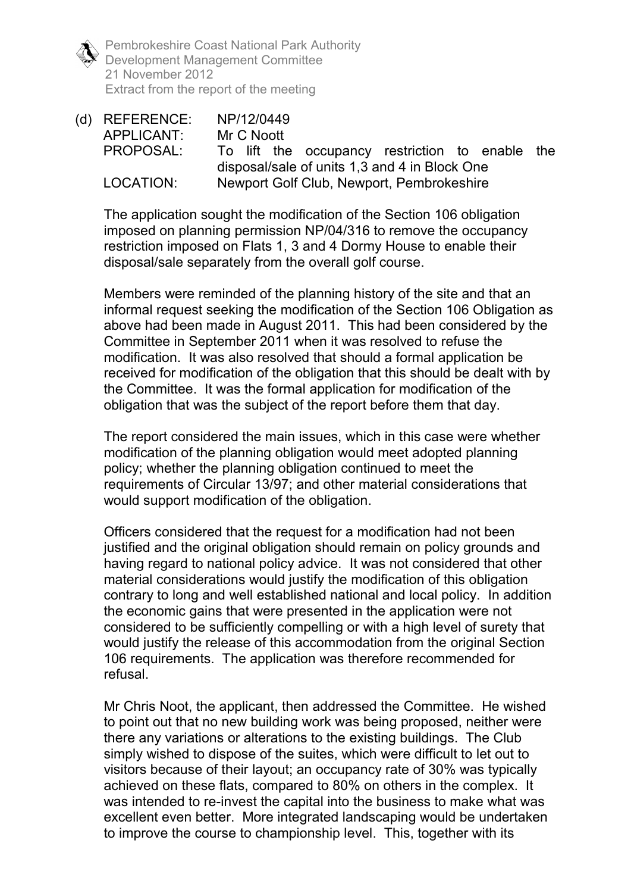(d) REFERENCE: NP/12/0449
APPLICANT: Mr C Noott
PROPOSAL: To lift the occupancy restriction to enable the disposal/sale of units 1,3 and 4 in Block One
LOCATION: Newport Golf Club, Newport, Pembrokeshire

The application sought the modification of the Section 106 obligation imposed on planning permission NP/04/316 to remove the occupancy restriction imposed on Flats 1, 3 and 4 Dormy House to enable their disposal/sale separately from the overall golf course.

Members were reminded of the planning history of the site and that an informal request seeking the modification of the Section 106 Obligation as above had been made in August 2011. This had been considered by the Committee in September 2011 when it was resolved to refuse the modification. It was also resolved that should a formal application be received for modification of the obligation that this should be dealt with by the Committee. It was the formal application for modification of the obligation that was the subject of the report before them that day.

The report considered the main issues, which in this case were whether modification of the planning obligation would meet adopted planning policy; whether the planning obligation continued to meet the requirements of Circular 13/97; and other material considerations that would support modification of the obligation.

Officers considered that the request for a modification had not been justified and the original obligation should remain on policy grounds and having regard to national policy advice. It was not considered that other material considerations would justify the modification of this obligation contrary to long and well established national and local policy. In addition the economic gains that were presented in the application were not considered to be sufficiently compelling or with a high level of surety that would justify the release of this accommodation from the original Section 106 requirements. The application was therefore recommended for refusal.

Mr Chris Noot, the applicant, then addressed the Committee. He wished to point out that no new building work was being proposed, neither were there any variations or alterations to the existing buildings. The Club simply wished to dispose of the suites, which were difficult to let out to visitors because of their layout; an occupancy rate of 30% was typically achieved on these flats, compared to 80% on others in the complex. It was intended to re-invest the capital into the business to make what was excellent even better. More integrated landscaping would be undertaken to improve the course to championship level. This, together with its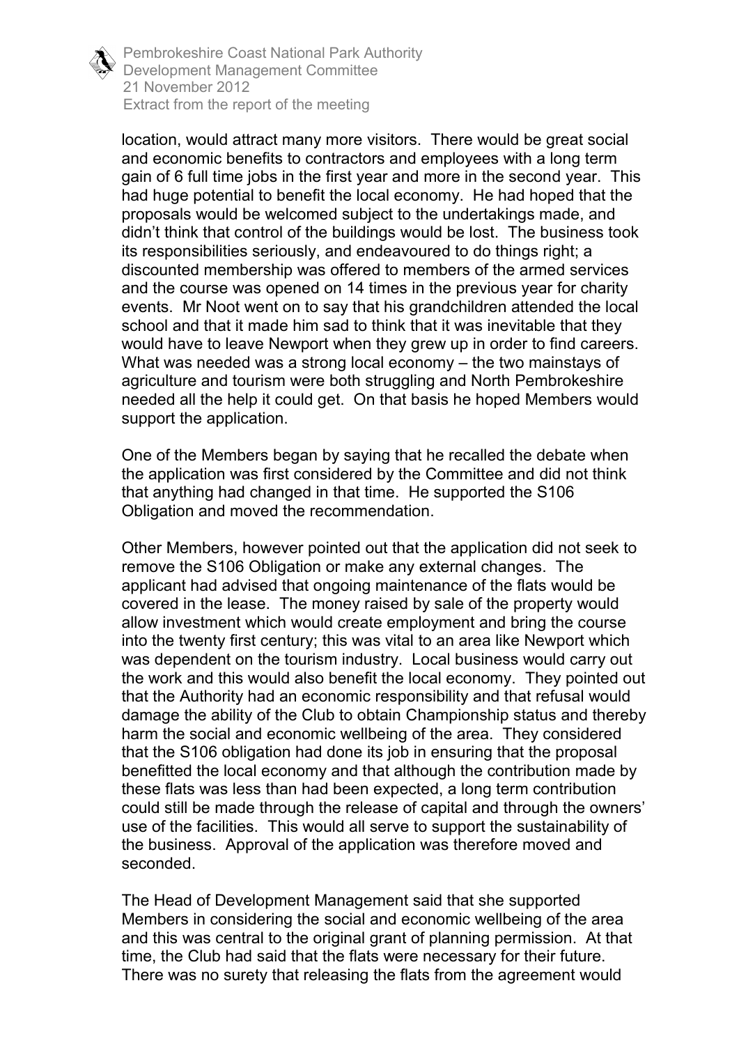location, would attract many more visitors. There would be great social and economic benefits to contractors and employees with a long term gain of 6 full time jobs in the first year and more in the second year. This had huge potential to benefit the local economy. He had hoped that the proposals would be welcomed subject to the undertakings made, and didn't think that control of the buildings would be lost. The business took its responsibilities seriously, and endeavoured to do things right; a discounted membership was offered to members of the armed services and the course was opened on 14 times in the previous year for charity events. Mr Noot went on to say that his grandchildren attended the local school and that it made him sad to think that it was inevitable that they would have to leave Newport when they grew up in order to find careers. What was needed was a strong local economy – the two mainstays of agriculture and tourism were both struggling and North Pembrokeshire needed all the help it could get. On that basis he hoped Members would support the application.

One of the Members began by saying that he recalled the debate when the application was first considered by the Committee and did not think that anything had changed in that time. He supported the S106 Obligation and moved the recommendation.

Other Members, however pointed out that the application did not seek to remove the S106 Obligation or make any external changes. The applicant had advised that ongoing maintenance of the flats would be covered in the lease. The money raised by sale of the property would allow investment which would create employment and bring the course into the twenty first century; this was vital to an area like Newport which was dependent on the tourism industry. Local business would carry out the work and this would also benefit the local economy. They pointed out that the Authority had an economic responsibility and that refusal would damage the ability of the Club to obtain Championship status and thereby harm the social and economic wellbeing of the area. They considered that the S106 obligation had done its job in ensuring that the proposal benefitted the local economy and that although the contribution made by these flats was less than had been expected, a long term contribution could still be made through the release of capital and through the owners' use of the facilities. This would all serve to support the sustainability of the business. Approval of the application was therefore moved and seconded.

The Head of Development Management said that she supported Members in considering the social and economic wellbeing of the area and this was central to the original grant of planning permission. At that time, the Club had said that the flats were necessary for their future. There was no surety that releasing the flats from the agreement would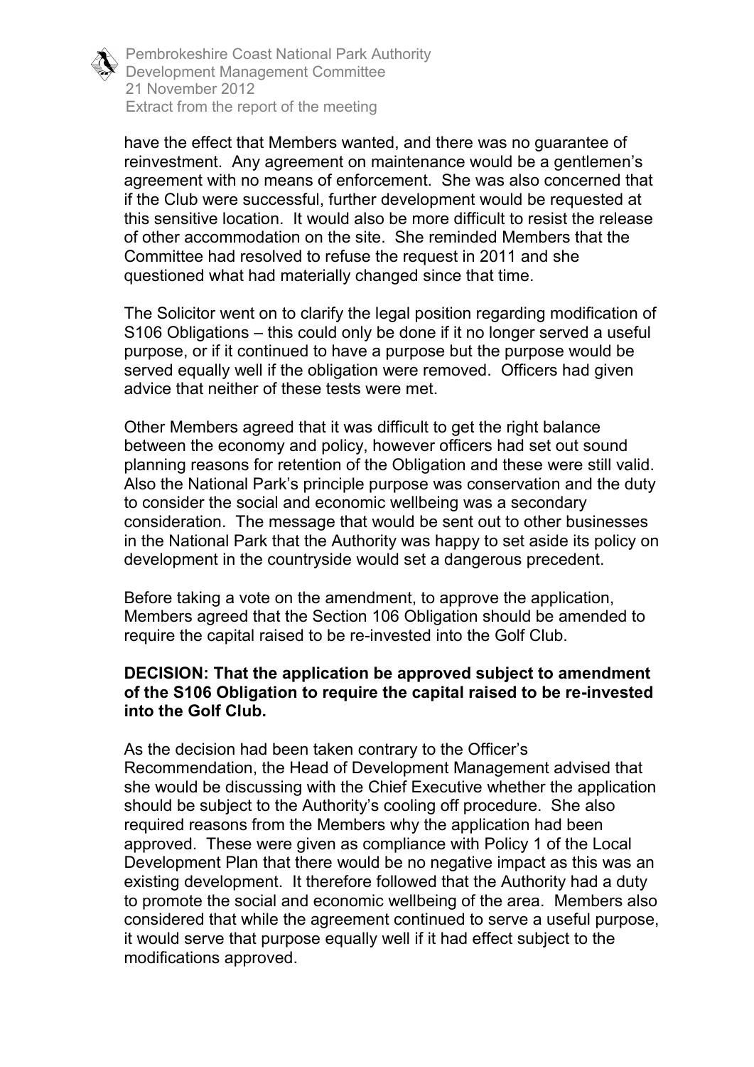have the effect that Members wanted, and there was no guarantee of reinvestment. Any agreement on maintenance would be a gentlemen's agreement with no means of enforcement. She was also concerned that if the Club were successful, further development would be requested at this sensitive location. It would also be more difficult to resist the release of other accommodation on the site. She reminded Members that the Committee had resolved to refuse the request in 2011 and she questioned what had materially changed since that time.

The Solicitor went on to clarify the legal position regarding modification of S106 Obligations – this could only be done if it no longer served a useful purpose, or if it continued to have a purpose but the purpose would be served equally well if the obligation were removed. Officers had given advice that neither of these tests were met.

Other Members agreed that it was difficult to get the right balance between the economy and policy, however officers had set out sound planning reasons for retention of the Obligation and these were still valid. Also the National Park's principle purpose was conservation and the duty to consider the social and economic wellbeing was a secondary consideration. The message that would be sent out to other businesses in the National Park that the Authority was happy to set aside its policy on development in the countryside would set a dangerous precedent.

Before taking a vote on the amendment, to approve the application, Members agreed that the Section 106 Obligation should be amended to require the capital raised to be re-invested into the Golf Club.

**DECISION: That the application be approved subject to amendment of the S106 Obligation to require the capital raised to be re-invested into the Golf Club.**

As the decision had been taken contrary to the Officer's Recommendation, the Head of Development Management advised that she would be discussing with the Chief Executive whether the application should be subject to the Authority's cooling off procedure. She also required reasons from the Members why the application had been approved. These were given as compliance with Policy 1 of the Local Development Plan that there would be no negative impact as this was an existing development. It therefore followed that the Authority had a duty to promote the social and economic wellbeing of the area. Members also considered that while the agreement continued to serve a useful purpose, it would serve that purpose equally well if it had effect subject to the modifications approved.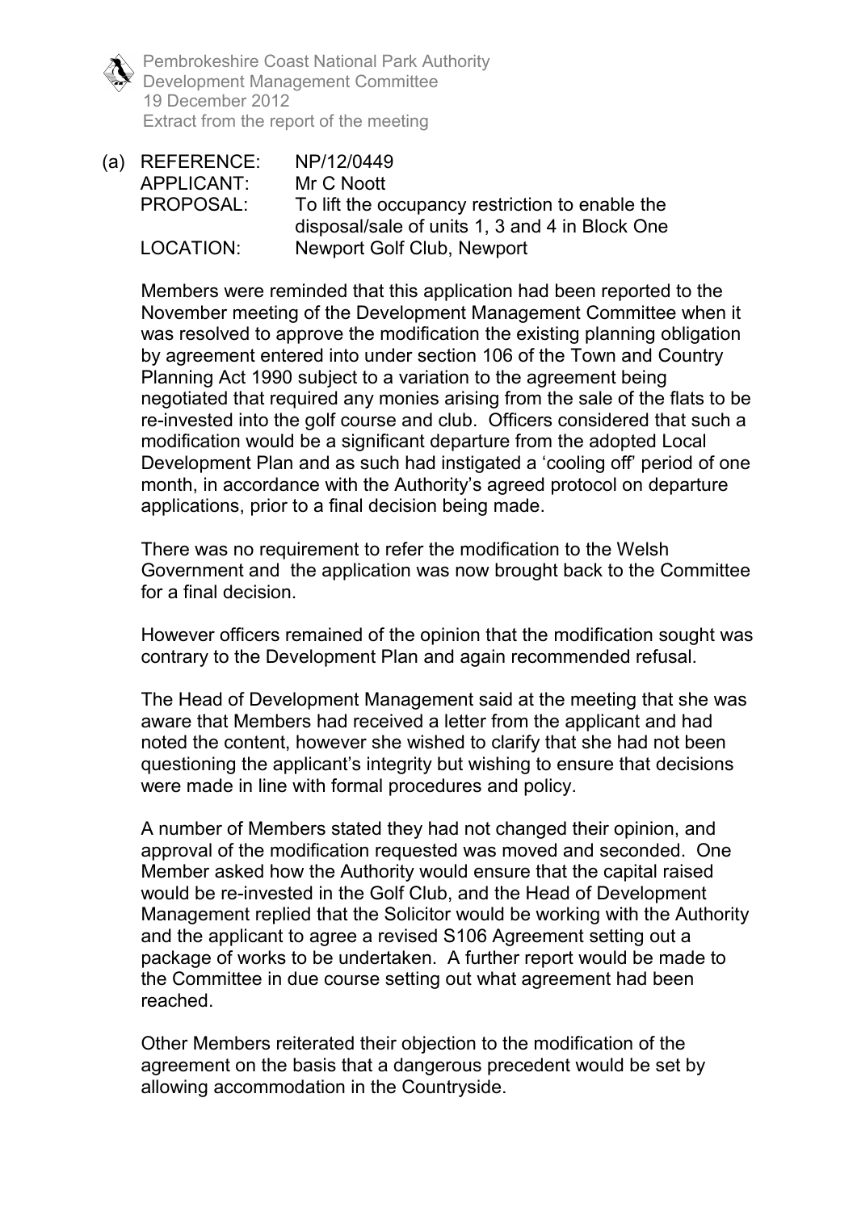(a) REFERENCE: NP/12/0449
APPLICANT: Mr C Noott
PROPOSAL: To lift the occupancy restriction to enable the disposal/sale of units 1, 3 and 4 in Block One
LOCATION: Newport Golf Club, Newport

Members were reminded that this application had been reported to the November meeting of the Development Management Committee when it was resolved to approve the modification the existing planning obligation by agreement entered into under section 106 of the Town and Country Planning Act 1990 subject to a variation to the agreement being negotiated that required any monies arising from the sale of the flats to be re-invested into the golf course and club. Officers considered that such a modification would be a significant departure from the adopted Local Development Plan and as such had instigated a 'cooling off' period of one month, in accordance with the Authority's agreed protocol on departure applications, prior to a final decision being made.

There was no requirement to refer the modification to the Welsh Government and the application was now brought back to the Committee for a final decision.

However officers remained of the opinion that the modification sought was contrary to the Development Plan and again recommended refusal.

The Head of Development Management said at the meeting that she was aware that Members had received a letter from the applicant and had noted the content, however she wished to clarify that she had not been questioning the applicant's integrity but wishing to ensure that decisions were made in line with formal procedures and policy.

A number of Members stated they had not changed their opinion, and approval of the modification requested was moved and seconded. One Member asked how the Authority would ensure that the capital raised would be re-invested in the Golf Club, and the Head of Development Management replied that the Solicitor would be working with the Authority and the applicant to agree a revised S106 Agreement setting out a package of works to be undertaken. A further report would be made to the Committee in due course setting out what agreement had been reached.

Other Members reiterated their objection to the modification of the agreement on the basis that a dangerous precedent would be set by allowing accommodation in the Countryside.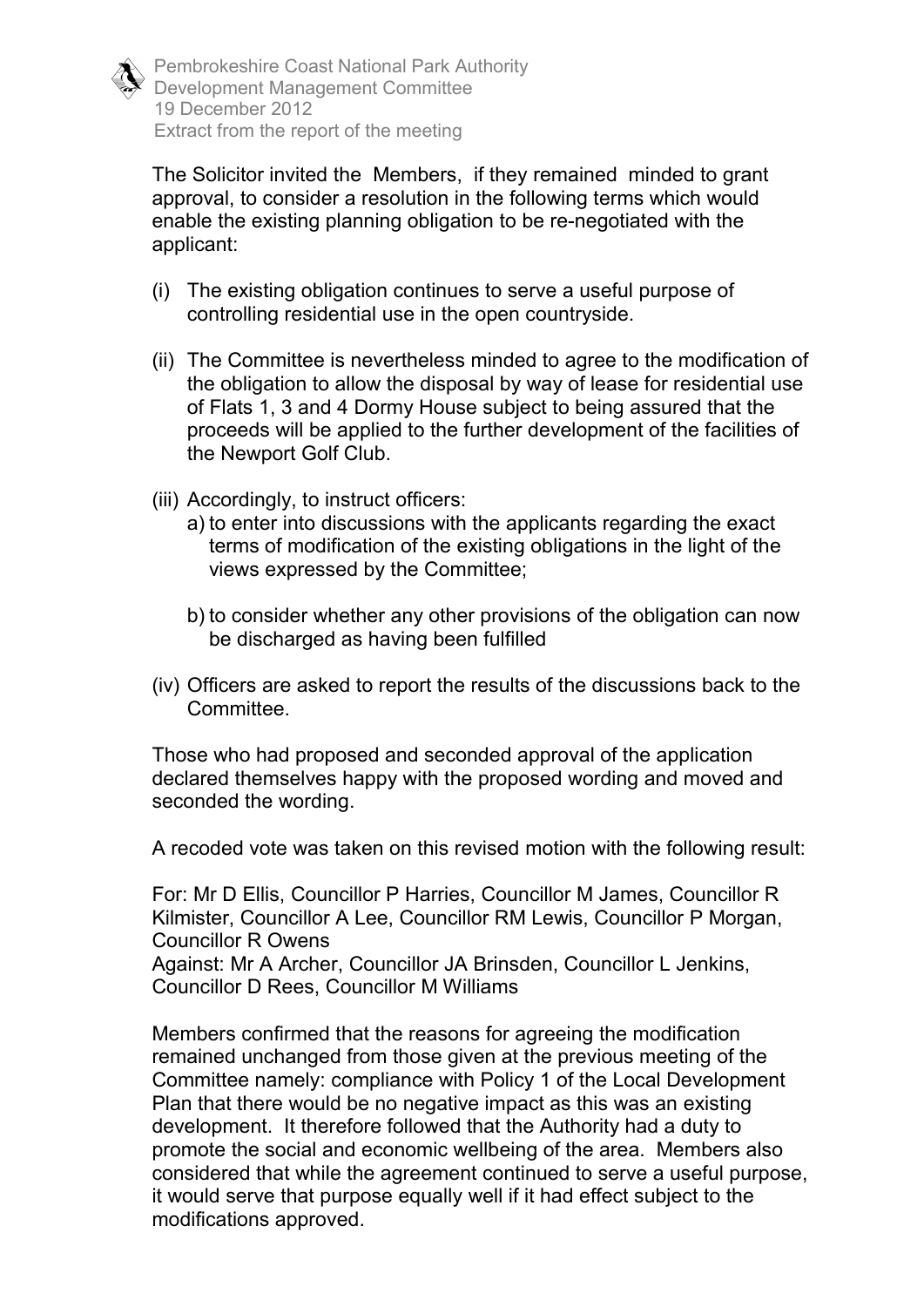The Solicitor invited the Members, if they remained minded to grant approval, to consider a resolution in the following terms which would enable the existing planning obligation to be re-negotiated with the applicant:

(i) The existing obligation continues to serve a useful purpose of controlling residential use in the open countryside.

(ii) The Committee is nevertheless minded to agree to the modification of the obligation to allow the disposal by way of lease for residential use of Flats 1, 3 and 4 Dormy House subject to being assured that the proceeds will be applied to the further development of the facilities of the Newport Golf Club.

(iii) Accordingly, to instruct officers:
   a) to enter into discussions with the applicants regarding the exact terms of modification of the existing obligations in the light of the views expressed by the Committee;

   b) to consider whether any other provisions of the obligation can now be discharged as having been fulfilled

(iv) Officers are asked to report the results of the discussions back to the Committee.

Those who had proposed and seconded approval of the application declared themselves happy with the proposed wording and moved and seconded the wording.

A recoded vote was taken on this revised motion with the following result:

For: Mr D Ellis, Councillor P Harries, Councillor M James, Councillor R Kilmister, Councillor A Lee, Councillor RM Lewis, Councillor P Morgan, Councillor R Owens
Against: Mr A Archer, Councillor JA Brinsden, Councillor L Jenkins, Councillor D Rees, Councillor M Williams

Members confirmed that the reasons for agreeing the modification remained unchanged from those given at the previous meeting of the Committee namely: compliance with Policy 1 of the Local Development Plan that there would be no negative impact as this was an existing development. It therefore followed that the Authority had a duty to promote the social and economic wellbeing of the area. Members also considered that while the agreement continued to serve a useful purpose, it would serve that purpose equally well if it had effect subject to the modifications approved.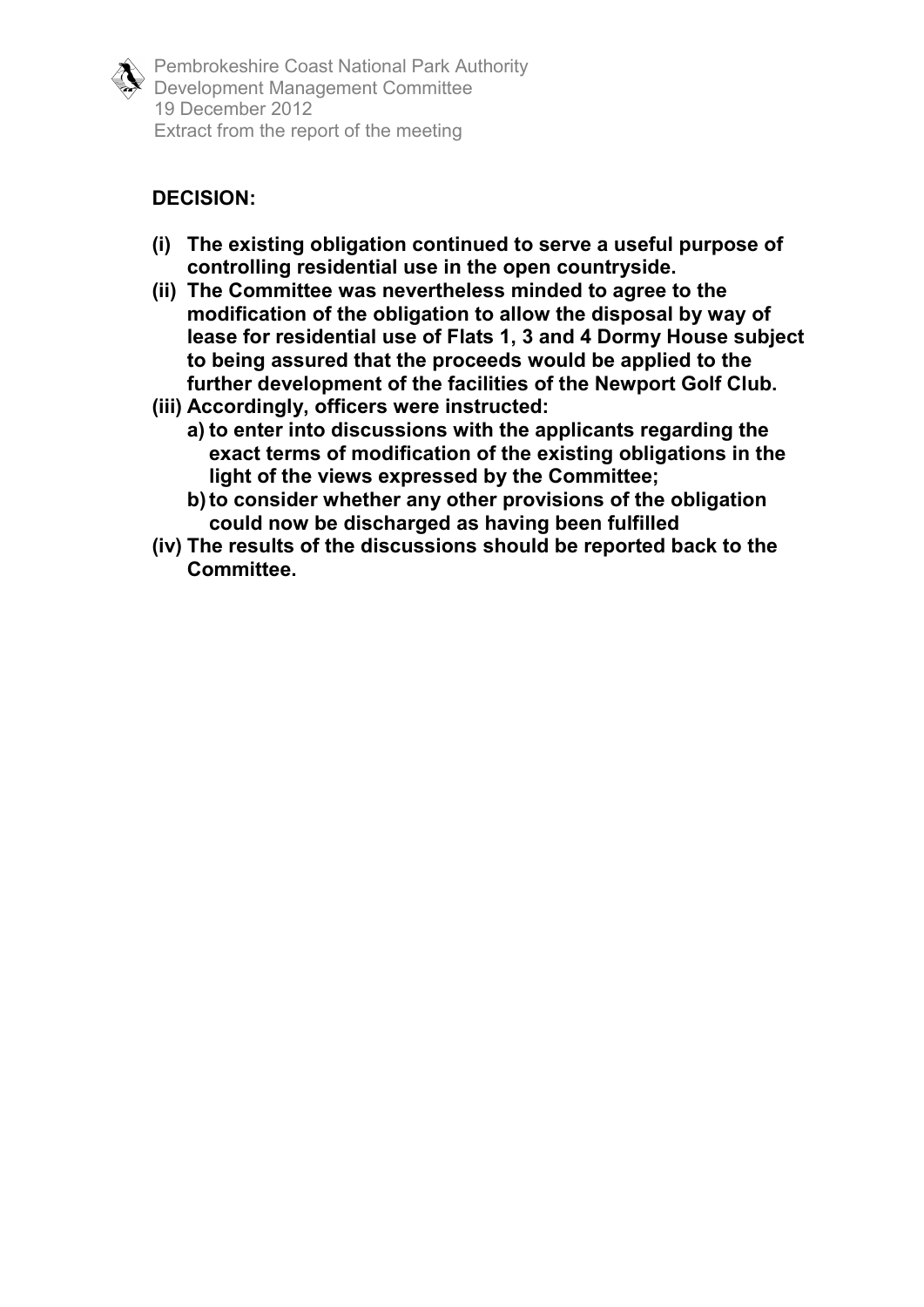Pembrokeshire Coast National Park Authority
Development Management Committee
19 December 2012
Extract from the report of the meeting

**DECISION:**

**(i) The existing obligation continued to serve a useful purpose of controlling residential use in the open countryside.**

**(ii) The Committee was nevertheless minded to agree to the modification of the obligation to allow the disposal by way of lease for residential use of Flats 1, 3 and 4 Dormy House subject to being assured that the proceeds would be applied to the further development of the facilities of the Newport Golf Club.**

**(iii) Accordingly, officers were instructed:**

- **a) to enter into discussions with the applicants regarding the exact terms of modification of the existing obligations in the light of the views expressed by the Committee;**
- **b) to consider whether any other provisions of the obligation could now be discharged as having been fulfilled**

**(iv) The results of the discussions should be reported back to the Committee.**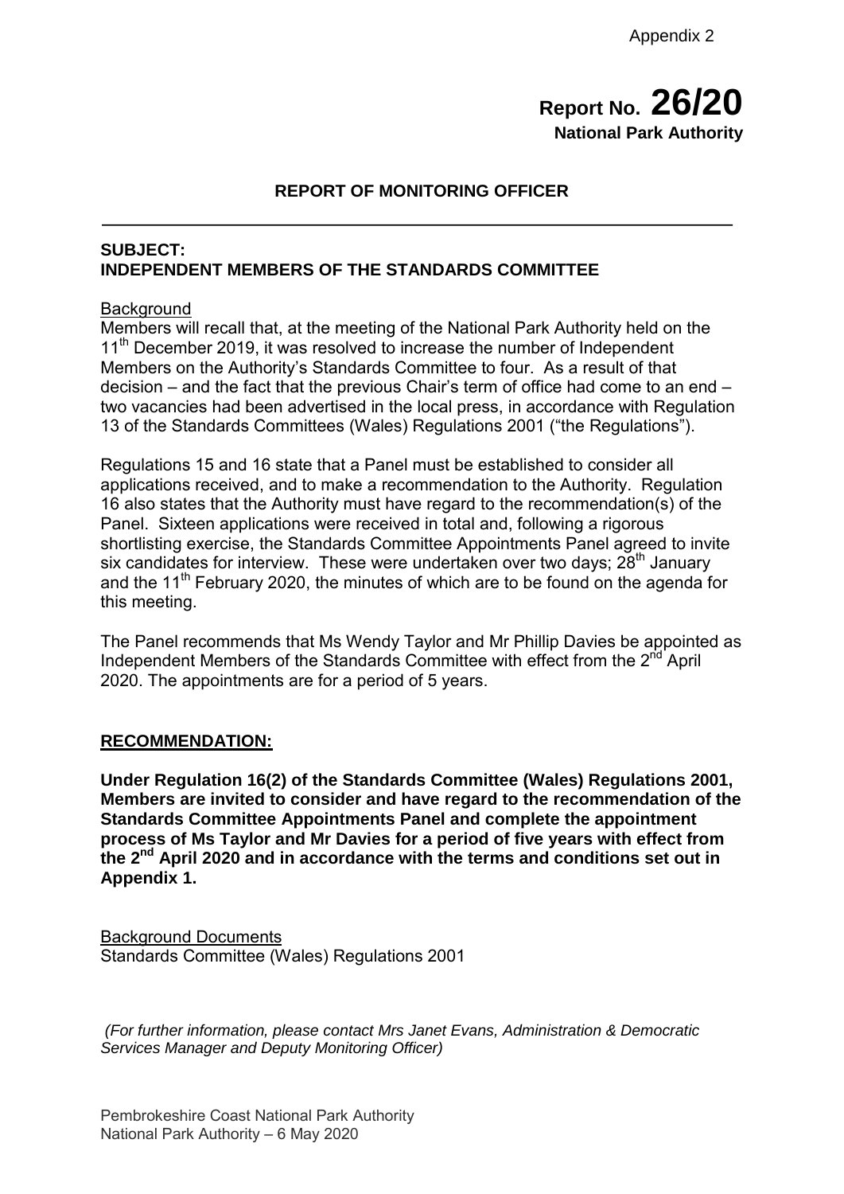Appendix 2

# Report No. 26/20
**National Park Authority**

## REPORT OF MONITORING OFFICER

**SUBJECT:**
**INDEPENDENT MEMBERS OF THE STANDARDS COMMITTEE**

Background

Members will recall that, at the meeting of the National Park Authority held on the 11th December 2019, it was resolved to increase the number of Independent Members on the Authority's Standards Committee to four. As a result of that decision – and the fact that the previous Chair's term of office had come to an end – two vacancies had been advertised in the local press, in accordance with Regulation 13 of the Standards Committees (Wales) Regulations 2001 ("the Regulations").

Regulations 15 and 16 state that a Panel must be established to consider all applications received, and to make a recommendation to the Authority. Regulation 16 also states that the Authority must have regard to the recommendation(s) of the Panel. Sixteen applications were received in total and, following a rigorous shortlisting exercise, the Standards Committee Appointments Panel agreed to invite six candidates for interview. These were undertaken over two days; 28th January and the 11th February 2020, the minutes of which are to be found on the agenda for this meeting.

The Panel recommends that Ms Wendy Taylor and Mr Phillip Davies be appointed as Independent Members of the Standards Committee with effect from the 2nd April 2020. The appointments are for a period of 5 years.

**RECOMMENDATION:**

**Under Regulation 16(2) of the Standards Committee (Wales) Regulations 2001, Members are invited to consider and have regard to the recommendation of the Standards Committee Appointments Panel and complete the appointment process of Ms Taylor and Mr Davies for a period of five years with effect from the 2nd April 2020 and in accordance with the terms and conditions set out in Appendix 1.**

Background Documents
Standards Committee (Wales) Regulations 2001

*(For further information, please contact Mrs Janet Evans, Administration & Democratic Services Manager and Deputy Monitoring Officer)*

Pembrokeshire Coast National Park Authority
National Park Authority – 6 May 2020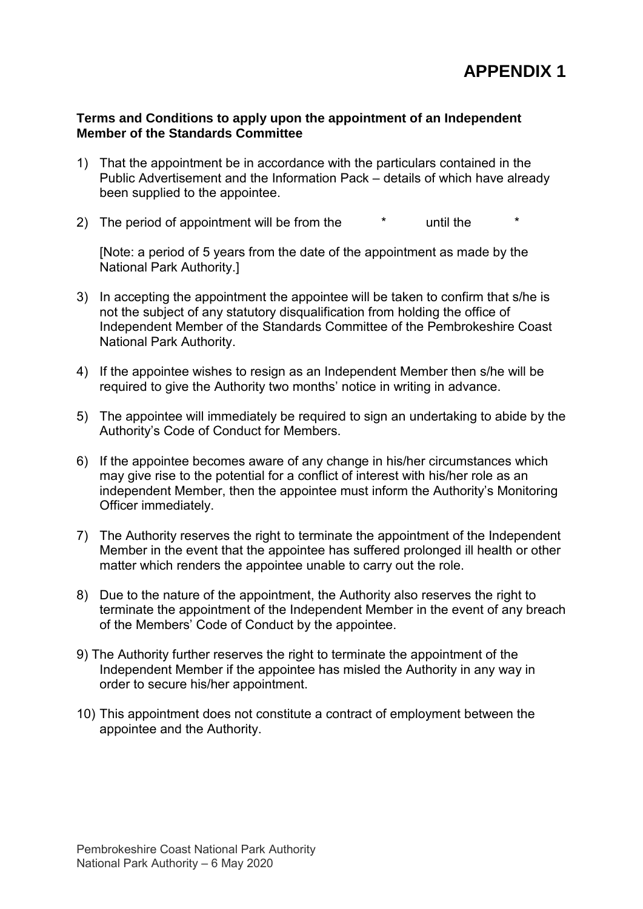# APPENDIX 1

**Terms and Conditions to apply upon the appointment of an Independent Member of the Standards Committee**

1) That the appointment be in accordance with the particulars contained in the Public Advertisement and the Information Pack – details of which have already been supplied to the appointee.

2) The period of appointment will be from the * until the *

   [Note: a period of 5 years from the date of the appointment as made by the National Park Authority.]

3) In accepting the appointment the appointee will be taken to confirm that s/he is not the subject of any statutory disqualification from holding the office of Independent Member of the Standards Committee of the Pembrokeshire Coast National Park Authority.

4) If the appointee wishes to resign as an Independent Member then s/he will be required to give the Authority two months' notice in writing in advance.

5) The appointee will immediately be required to sign an undertaking to abide by the Authority's Code of Conduct for Members.

6) If the appointee becomes aware of any change in his/her circumstances which may give rise to the potential for a conflict of interest with his/her role as an independent Member, then the appointee must inform the Authority's Monitoring Officer immediately.

7) The Authority reserves the right to terminate the appointment of the Independent Member in the event that the appointee has suffered prolonged ill health or other matter which renders the appointee unable to carry out the role.

8) Due to the nature of the appointment, the Authority also reserves the right to terminate the appointment of the Independent Member in the event of any breach of the Members' Code of Conduct by the appointee.

9) The Authority further reserves the right to terminate the appointment of the Independent Member if the appointee has misled the Authority in any way in order to secure his/her appointment.

10) This appointment does not constitute a contract of employment between the appointee and the Authority.